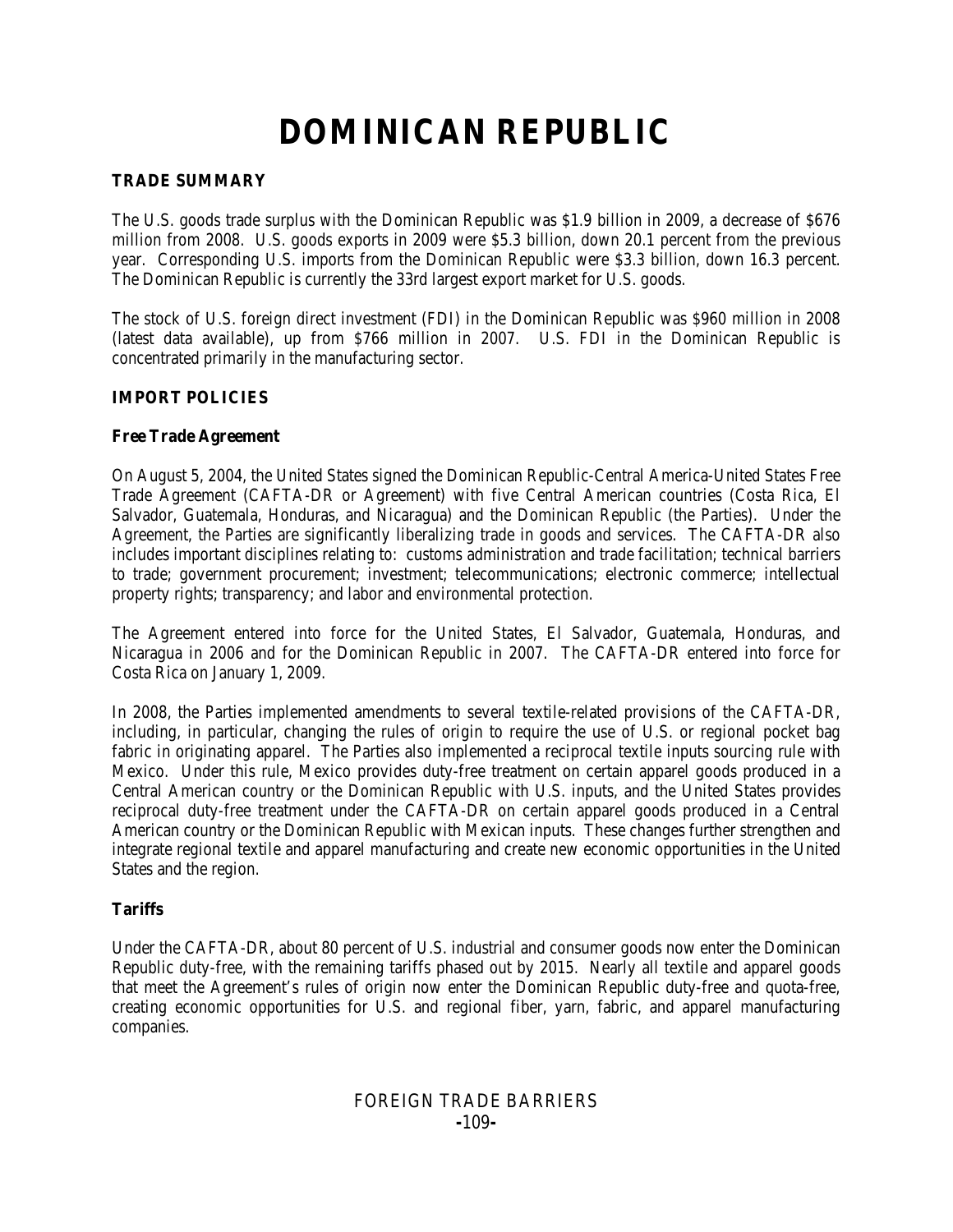# DOMINICAN REPUBLIC

## TRADE SUMMARY

The U.S. goods trade surplus with the Dominican Republic was \$1.9 billion in 2009, a decrease of \$676 million from 2008. U.S. goods exports in 2009 were \$5.3 billion, down 20.1 percent from the previous year. Corresponding U.S. imports from the Dominican Republic were \$3.3 billion, down 16.3 percent. The Dominican Republic is currently the 33rd largest export market for U.S. goods.

The stock of U.S. foreign direct investment (FDI) in the Dominican Republic was \$960 million in 2008 (latest data available), up from \$766 million in 2007. U.S. FDI in the Dominican Republic is concentrated primarily in the manufacturing sector.

## IMPORT POLICIES

### Free Trade Agreement

On August 5, 2004, the United States signed the Dominican Republic-Central America-United States Free Trade Agreement (CAFTA-DR or Agreement) with five Central American countries (Costa Rica, El Salvador, Guatemala, Honduras, and Nicaragua) and the Dominican Republic (the Parties). Under the Agreement, the Parties are significantly liberalizing trade in goods and services. The CAFTA-DR also includes important disciplines relating to: customs administration and trade facilitation; technical barriers to trade; government procurement; investment; telecommunications; electronic commerce; intellectual property rights; transparency; and labor and environmental protection.

The Agreement entered into force for the United States, El Salvador, Guatemala, Honduras, and Nicaragua in 2006 and for the Dominican Republic in 2007. The CAFTA-DR entered into force for Costa Rica on January 1, 2009.

In 2008, the Parties implemented amendments to several textile-related provisions of the CAFTA-DR, including, in particular, changing the rules of origin to require the use of U.S. or regional pocket bag fabric in originating apparel. The Parties also implemented a reciprocal textile inputs sourcing rule with Mexico. Under this rule, Mexico provides duty-free treatment on certain apparel goods produced in a Central American country or the Dominican Republic with U.S. inputs, and the United States provides reciprocal duty-free treatment under the CAFTA-DR on certain apparel goods produced in a Central American country or the Dominican Republic with Mexican inputs. These changes further strengthen and integrate regional textile and apparel manufacturing and create new economic opportunities in the United States and the region.

### Tariffs

Under the CAFTA-DR, about 80 percent of U.S. industrial and consumer goods now enter the Dominican Republic duty-free, with the remaining tariffs phased out by 2015. Nearly all textile and apparel goods that meet the Agreement's rules of origin now enter the Dominican Republic duty-free and quota-free, creating economic opportunities for U.S. and regional fiber, yarn, fabric, and apparel manufacturing companies.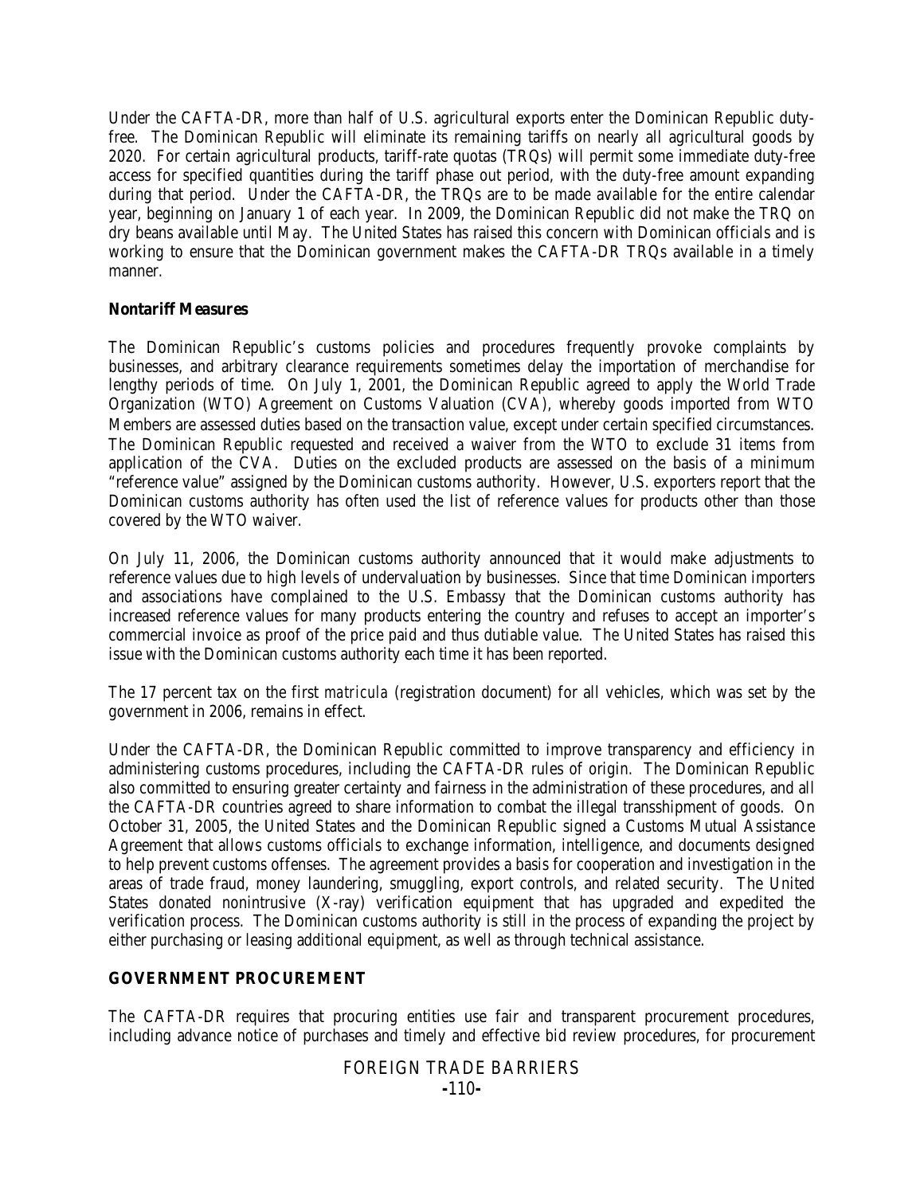Under the CAFTA-DR, more than half of U.S. agricultural exports enter the Dominican Republic duty-free. The Dominican Republic will eliminate its remaining tariffs on nearly all agricultural goods by 2020. For certain agricultural products, tariff-rate quotas (TRQs) will permit some immediate duty-free access for specified quantities during the tariff phase out period, with the duty-free amount expanding during that period. Under the CAFTA-DR, the TRQs are to be made available for the entire calendar year, beginning on January 1 of each year. In 2009, the Dominican Republic did not make the TRQ on dry beans available until May. The United States has raised this concern with Dominican officials and is working to ensure that the Dominican government makes the CAFTA-DR TRQs available in a timely manner.

**Nontariff Measures**

The Dominican Republic's customs policies and procedures frequently provoke complaints by businesses, and arbitrary clearance requirements sometimes delay the importation of merchandise for lengthy periods of time. On July 1, 2001, the Dominican Republic agreed to apply the World Trade Organization (WTO) Agreement on Customs Valuation (CVA), whereby goods imported from WTO Members are assessed duties based on the transaction value, except under certain specified circumstances. The Dominican Republic requested and received a waiver from the WTO to exclude 31 items from application of the CVA. Duties on the excluded products are assessed on the basis of a minimum "reference value" assigned by the Dominican customs authority. However, U.S. exporters report that the Dominican customs authority has often used the list of reference values for products other than those covered by the WTO waiver.

On July 11, 2006, the Dominican customs authority announced that it would make adjustments to reference values due to high levels of undervaluation by businesses. Since that time Dominican importers and associations have complained to the U.S. Embassy that the Dominican customs authority has increased reference values for many products entering the country and refuses to accept an importer's commercial invoice as proof of the price paid and thus dutiable value. The United States has raised this issue with the Dominican customs authority each time it has been reported.

The 17 percent tax on the first *matricula* (registration document) for all vehicles, which was set by the government in 2006, remains in effect.

Under the CAFTA-DR, the Dominican Republic committed to improve transparency and efficiency in administering customs procedures, including the CAFTA-DR rules of origin. The Dominican Republic also committed to ensuring greater certainty and fairness in the administration of these procedures, and all the CAFTA-DR countries agreed to share information to combat the illegal transshipment of goods. On October 31, 2005, the United States and the Dominican Republic signed a Customs Mutual Assistance Agreement that allows customs officials to exchange information, intelligence, and documents designed to help prevent customs offenses. The agreement provides a basis for cooperation and investigation in the areas of trade fraud, money laundering, smuggling, export controls, and related security. The United States donated nonintrusive (X-ray) verification equipment that has upgraded and expedited the verification process. The Dominican customs authority is still in the process of expanding the project by either purchasing or leasing additional equipment, as well as through technical assistance.

## GOVERNMENT PROCUREMENT

The CAFTA-DR requires that procuring entities use fair and transparent procurement procedures, including advance notice of purchases and timely and effective bid review procedures, for procurement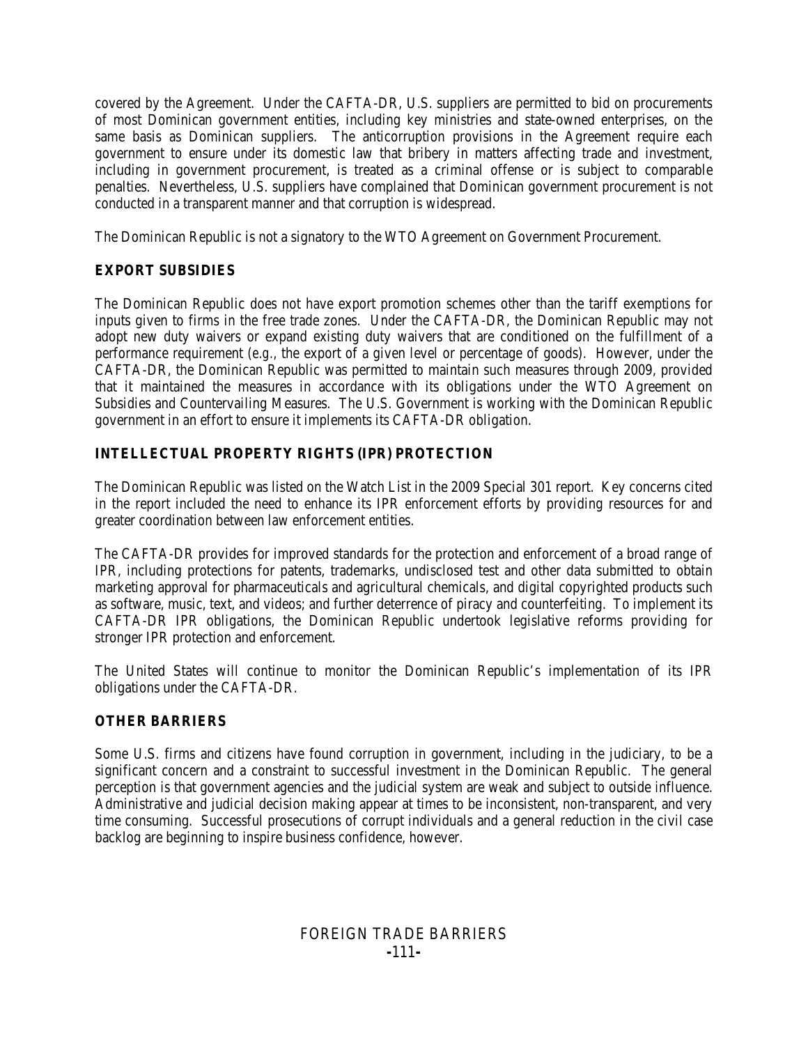covered by the Agreement. Under the CAFTA-DR, U.S. suppliers are permitted to bid on procurements of most Dominican government entities, including key ministries and state-owned enterprises, on the same basis as Dominican suppliers. The anticorruption provisions in the Agreement require each government to ensure under its domestic law that bribery in matters affecting trade and investment, including in government procurement, is treated as a criminal offense or is subject to comparable penalties. Nevertheless, U.S. suppliers have complained that Dominican government procurement is not conducted in a transparent manner and that corruption is widespread.

The Dominican Republic is not a signatory to the WTO Agreement on Government Procurement.

## EXPORT SUBSIDIES

The Dominican Republic does not have export promotion schemes other than the tariff exemptions for inputs given to firms in the free trade zones. Under the CAFTA-DR, the Dominican Republic may not adopt new duty waivers or expand existing duty waivers that are conditioned on the fulfillment of a performance requirement (*e.g.*, the export of a given level or percentage of goods). However, under the CAFTA-DR, the Dominican Republic was permitted to maintain such measures through 2009, provided that it maintained the measures in accordance with its obligations under the WTO Agreement on Subsidies and Countervailing Measures. The U.S. Government is working with the Dominican Republic government in an effort to ensure it implements its CAFTA-DR obligation.

## INTELLECTUAL PROPERTY RIGHTS (IPR) PROTECTION

The Dominican Republic was listed on the Watch List in the 2009 Special 301 report. Key concerns cited in the report included the need to enhance its IPR enforcement efforts by providing resources for and greater coordination between law enforcement entities.

The CAFTA-DR provides for improved standards for the protection and enforcement of a broad range of IPR, including protections for patents, trademarks, undisclosed test and other data submitted to obtain marketing approval for pharmaceuticals and agricultural chemicals, and digital copyrighted products such as software, music, text, and videos; and further deterrence of piracy and counterfeiting. To implement its CAFTA-DR IPR obligations, the Dominican Republic undertook legislative reforms providing for stronger IPR protection and enforcement.

The United States will continue to monitor the Dominican Republic's implementation of its IPR obligations under the CAFTA-DR.

## OTHER BARRIERS

Some U.S. firms and citizens have found corruption in government, including in the judiciary, to be a significant concern and a constraint to successful investment in the Dominican Republic. The general perception is that government agencies and the judicial system are weak and subject to outside influence. Administrative and judicial decision making appear at times to be inconsistent, non-transparent, and very time consuming. Successful prosecutions of corrupt individuals and a general reduction in the civil case backlog are beginning to inspire business confidence, however.